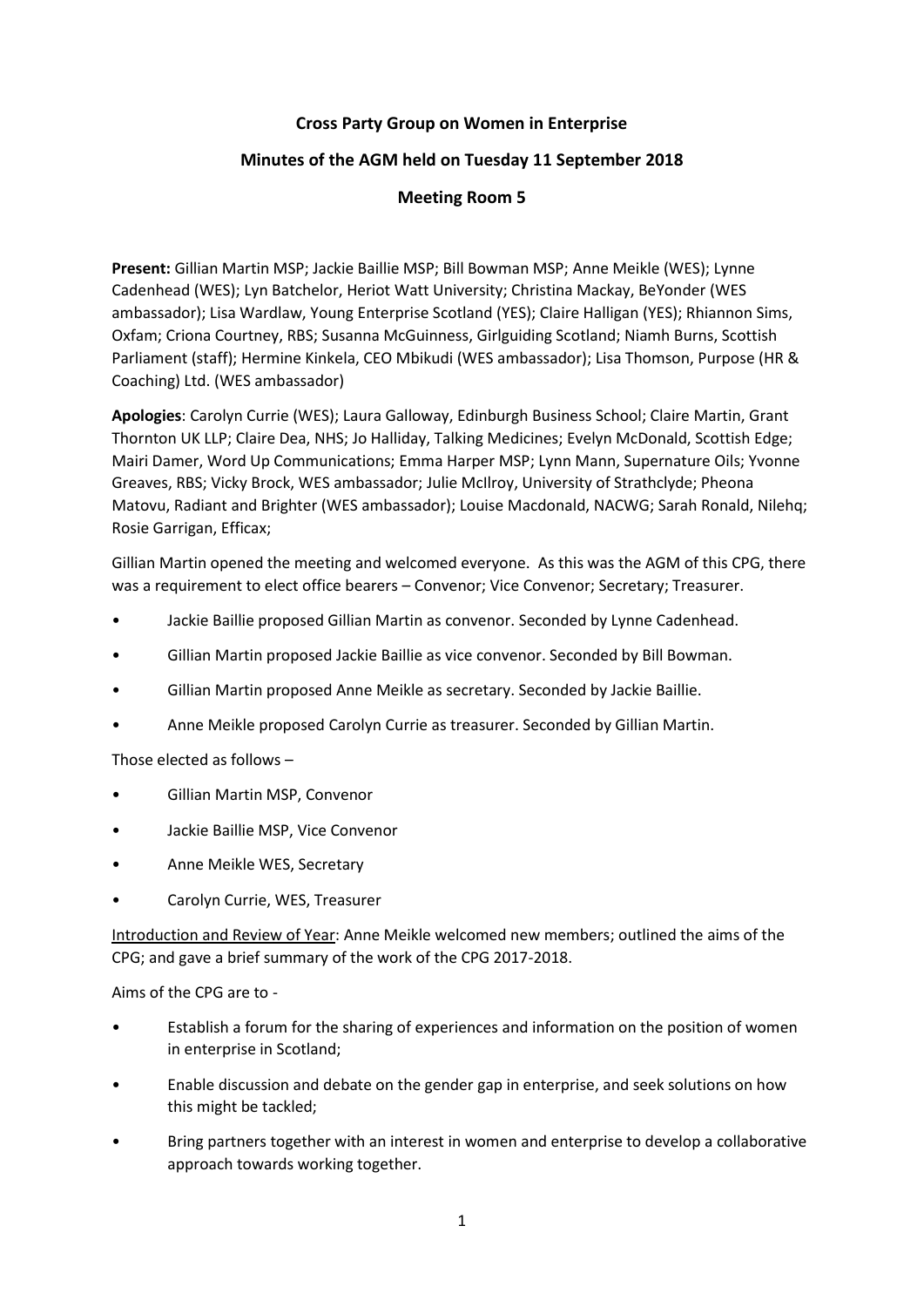# Cross Party Group on Women in Enterprise

## Minutes of the AGM held on Tuesday 11 September 2018

## Meeting Room 5

**Present:** Gillian Martin MSP; Jackie Baillie MSP; Bill Bowman MSP; Anne Meikle (WES); Lynne Cadenhead (WES); Lyn Batchelor, Heriot Watt University; Christina Mackay, BeYonder (WES ambassador); Lisa Wardlaw, Young Enterprise Scotland (YES); Claire Halligan (YES); Rhiannon Sims, Oxfam; Criona Courtney, RBS; Susanna McGuinness, Girlguiding Scotland; Niamh Burns, Scottish Parliament (staff); Hermine Kinkela, CEO Mbikudi (WES ambassador); Lisa Thomson, Purpose (HR & Coaching) Ltd. (WES ambassador)

**Apologies**: Carolyn Currie (WES); Laura Galloway, Edinburgh Business School; Claire Martin, Grant Thornton UK LLP; Claire Dea, NHS; Jo Halliday, Talking Medicines; Evelyn McDonald, Scottish Edge; Mairi Damer, Word Up Communications; Emma Harper MSP; Lynn Mann, Supernature Oils; Yvonne Greaves, RBS; Vicky Brock, WES ambassador; Julie McIlroy, University of Strathclyde; Pheona Matovu, Radiant and Brighter (WES ambassador); Louise Macdonald, NACWG; Sarah Ronald, Nilehq; Rosie Garrigan, Efficax;

Gillian Martin opened the meeting and welcomed everyone. As this was the AGM of this CPG, there was a requirement to elect office bearers – Convenor; Vice Convenor; Secretary; Treasurer.

- Jackie Baillie proposed Gillian Martin as convenor. Seconded by Lynne Cadenhead.
- Gillian Martin proposed Jackie Baillie as vice convenor. Seconded by Bill Bowman.
- Gillian Martin proposed Anne Meikle as secretary. Seconded by Jackie Baillie.
- Anne Meikle proposed Carolyn Currie as treasurer. Seconded by Gillian Martin.

Those elected as follows –

- Gillian Martin MSP, Convenor
- Jackie Baillie MSP, Vice Convenor
- Anne Meikle WES, Secretary
- Carolyn Currie, WES, Treasurer

<u>Introduction and Review of Year</u>: Anne Meikle welcomed new members; outlined the aims of the CPG; and gave a brief summary of the work of the CPG 2017-2018.

Aims of the CPG are to -

- Establish a forum for the sharing of experiences and information on the position of women in enterprise in Scotland;
- Enable discussion and debate on the gender gap in enterprise, and seek solutions on how this might be tackled;
- Bring partners together with an interest in women and enterprise to develop a collaborative approach towards working together.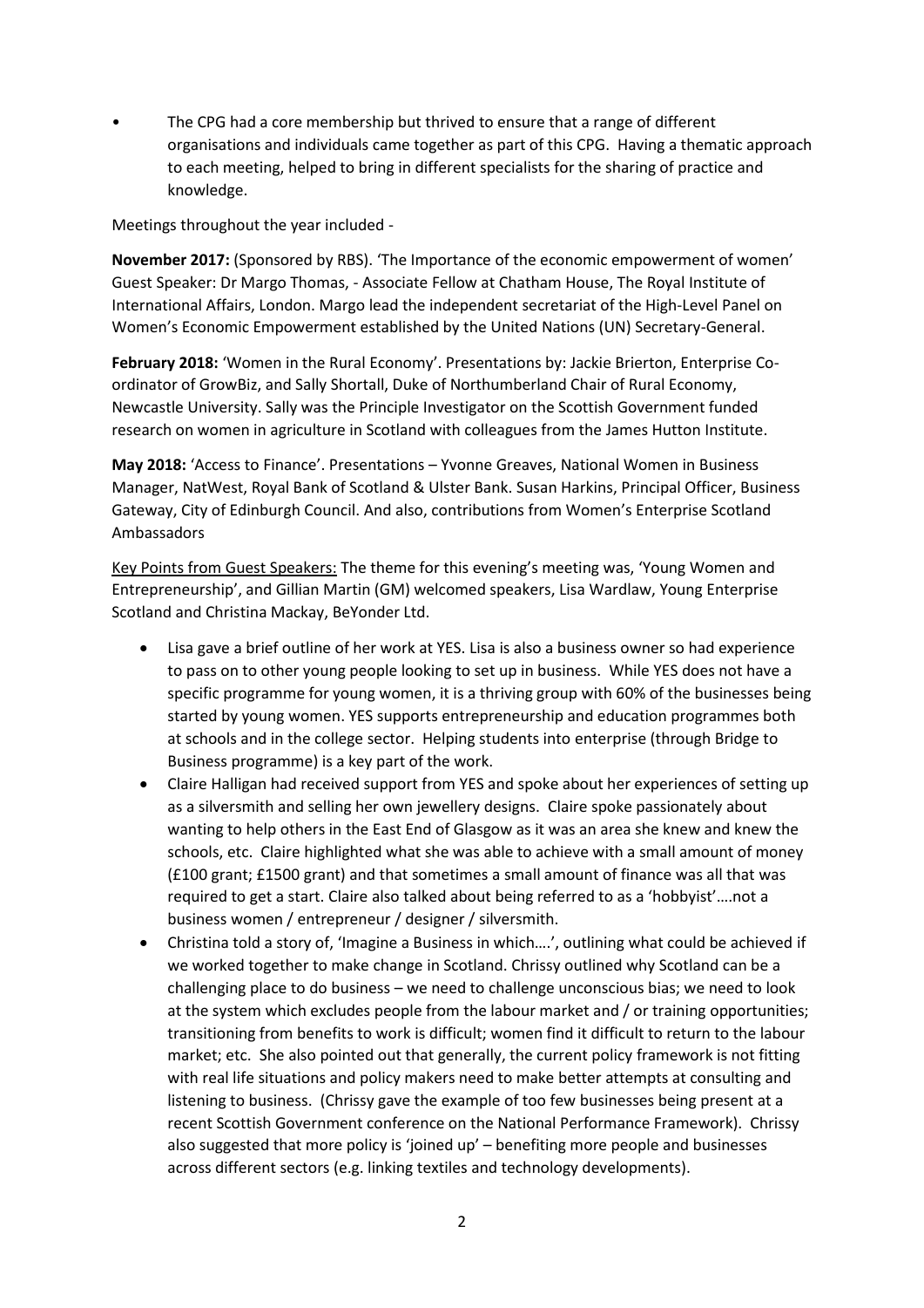- The CPG had a core membership but thrived to ensure that a range of different organisations and individuals came together as part of this CPG. Having a thematic approach to each meeting, helped to bring in different specialists for the sharing of practice and knowledge.

Meetings throughout the year included -

**November 2017:** (Sponsored by RBS). 'The Importance of the economic empowerment of women' Guest Speaker: Dr Margo Thomas, - Associate Fellow at Chatham House, The Royal Institute of International Affairs, London. Margo lead the independent secretariat of the High-Level Panel on Women's Economic Empowerment established by the United Nations (UN) Secretary-General.

**February 2018:** 'Women in the Rural Economy'. Presentations by: Jackie Brierton, Enterprise Co-ordinator of GrowBiz, and Sally Shortall, Duke of Northumberland Chair of Rural Economy, Newcastle University. Sally was the Principle Investigator on the Scottish Government funded research on women in agriculture in Scotland with colleagues from the James Hutton Institute.

**May 2018:** 'Access to Finance'. Presentations – Yvonne Greaves, National Women in Business Manager, NatWest, Royal Bank of Scotland & Ulster Bank. Susan Harkins, Principal Officer, Business Gateway, City of Edinburgh Council. And also, contributions from Women's Enterprise Scotland Ambassadors

<u>Key Points from Guest Speakers:</u> The theme for this evening's meeting was, 'Young Women and Entrepreneurship', and Gillian Martin (GM) welcomed speakers, Lisa Wardlaw, Young Enterprise Scotland and Christina Mackay, BeYonder Ltd.

- Lisa gave a brief outline of her work at YES. Lisa is also a business owner so had experience to pass on to other young people looking to set up in business. While YES does not have a specific programme for young women, it is a thriving group with 60% of the businesses being started by young women. YES supports entrepreneurship and education programmes both at schools and in the college sector. Helping students into enterprise (through Bridge to Business programme) is a key part of the work.
- Claire Halligan had received support from YES and spoke about her experiences of setting up as a silversmith and selling her own jewellery designs. Claire spoke passionately about wanting to help others in the East End of Glasgow as it was an area she knew and knew the schools, etc. Claire highlighted what she was able to achieve with a small amount of money (£100 grant; £1500 grant) and that sometimes a small amount of finance was all that was required to get a start. Claire also talked about being referred to as a 'hobbyist'….not a business women / entrepreneur / designer / silversmith.
- Christina told a story of, 'Imagine a Business in which….', outlining what could be achieved if we worked together to make change in Scotland. Chrissy outlined why Scotland can be a challenging place to do business – we need to challenge unconscious bias; we need to look at the system which excludes people from the labour market and / or training opportunities; transitioning from benefits to work is difficult; women find it difficult to return to the labour market; etc. She also pointed out that generally, the current policy framework is not fitting with real life situations and policy makers need to make better attempts at consulting and listening to business. (Chrissy gave the example of too few businesses being present at a recent Scottish Government conference on the National Performance Framework). Chrissy also suggested that more policy is 'joined up' – benefiting more people and businesses across different sectors (e.g. linking textiles and technology developments).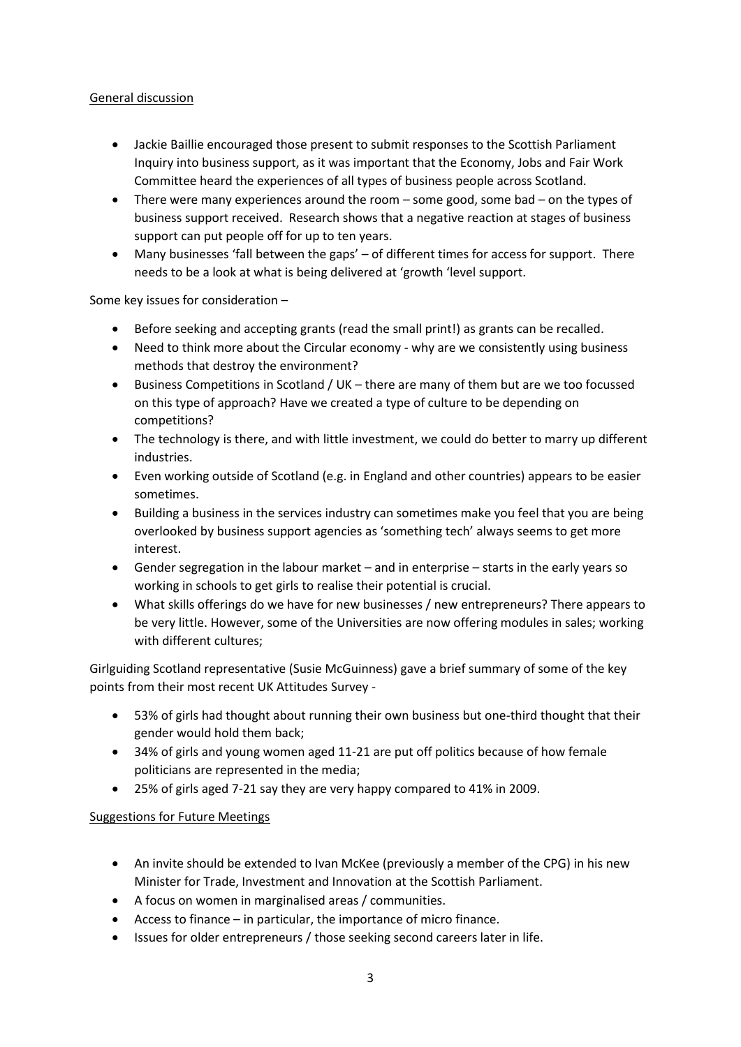General discussion

- Jackie Baillie encouraged those present to submit responses to the Scottish Parliament Inquiry into business support, as it was important that the Economy, Jobs and Fair Work Committee heard the experiences of all types of business people across Scotland.
- There were many experiences around the room – some good, some bad – on the types of business support received. Research shows that a negative reaction at stages of business support can put people off for up to ten years.
- Many businesses 'fall between the gaps' – of different times for access for support. There needs to be a look at what is being delivered at 'growth 'level support.

Some key issues for consideration –

- Before seeking and accepting grants (read the small print!) as grants can be recalled.
- Need to think more about the Circular economy - why are we consistently using business methods that destroy the environment?
- Business Competitions in Scotland / UK – there are many of them but are we too focussed on this type of approach? Have we created a type of culture to be depending on competitions?
- The technology is there, and with little investment, we could do better to marry up different industries.
- Even working outside of Scotland (e.g. in England and other countries) appears to be easier sometimes.
- Building a business in the services industry can sometimes make you feel that you are being overlooked by business support agencies as 'something tech' always seems to get more interest.
- Gender segregation in the labour market – and in enterprise – starts in the early years so working in schools to get girls to realise their potential is crucial.
- What skills offerings do we have for new businesses / new entrepreneurs? There appears to be very little. However, some of the Universities are now offering modules in sales; working with different cultures;

Girlguiding Scotland representative (Susie McGuinness) gave a brief summary of some of the key points from their most recent UK Attitudes Survey -

- 53% of girls had thought about running their own business but one-third thought that their gender would hold them back;
- 34% of girls and young women aged 11-21 are put off politics because of how female politicians are represented in the media;
- 25% of girls aged 7-21 say they are very happy compared to 41% in 2009.

Suggestions for Future Meetings

- An invite should be extended to Ivan McKee (previously a member of the CPG) in his new Minister for Trade, Investment and Innovation at the Scottish Parliament.
- A focus on women in marginalised areas / communities.
- Access to finance – in particular, the importance of micro finance.
- Issues for older entrepreneurs / those seeking second careers later in life.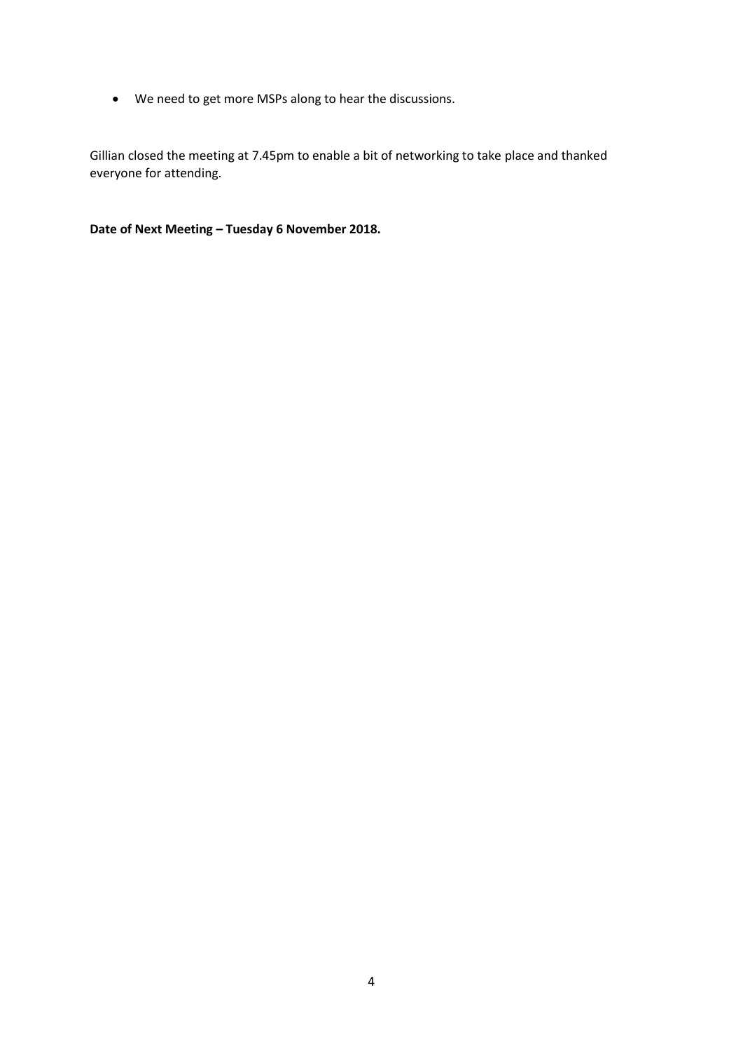- We need to get more MSPs along to hear the discussions.

Gillian closed the meeting at 7.45pm to enable a bit of networking to take place and thanked everyone for attending.

**Date of Next Meeting – Tuesday 6 November 2018.**